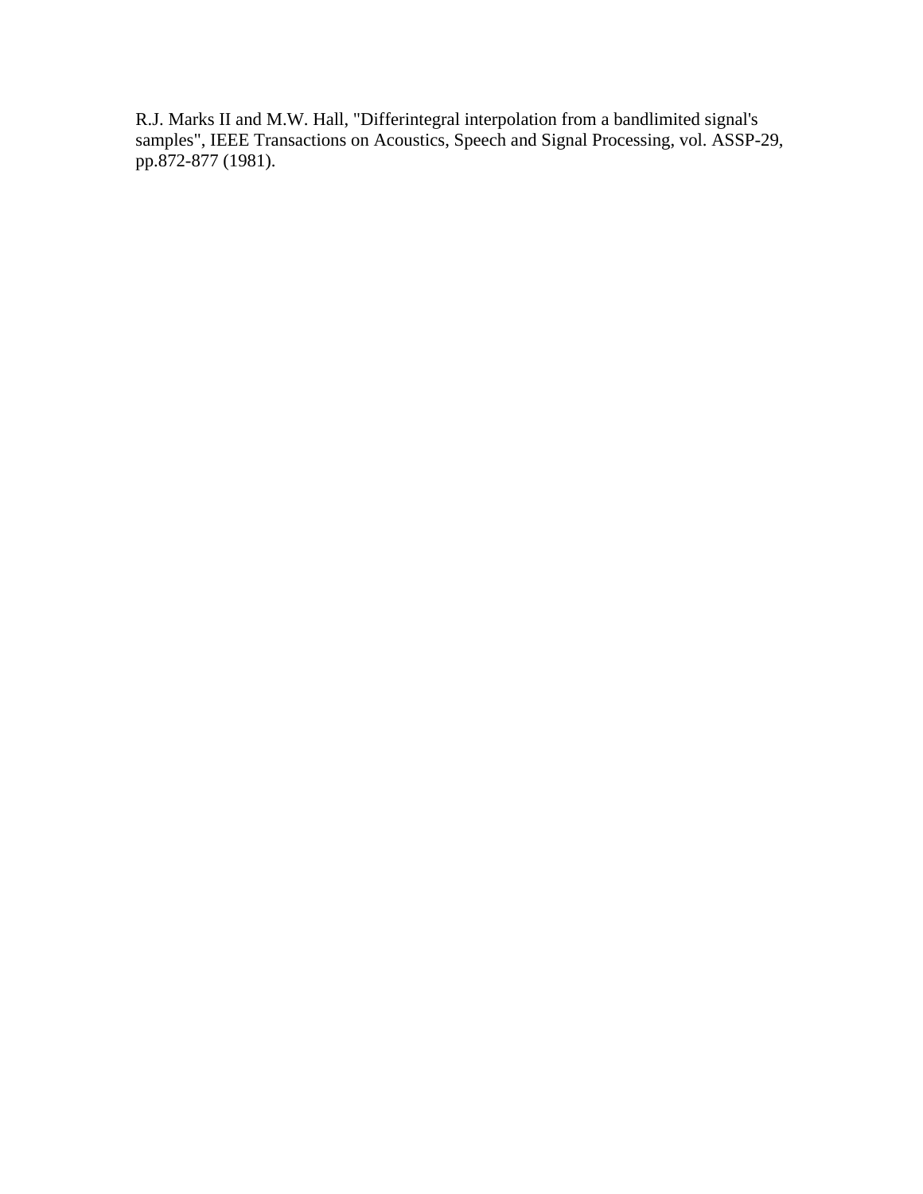R.J. Marks II and M.W. Hall, "Differintegral interpolation from a bandlimited signal's samples", IEEE Transactions on Acoustics, Speech and Signal Processing, vol. ASSP-29, pp.872-877 (1981).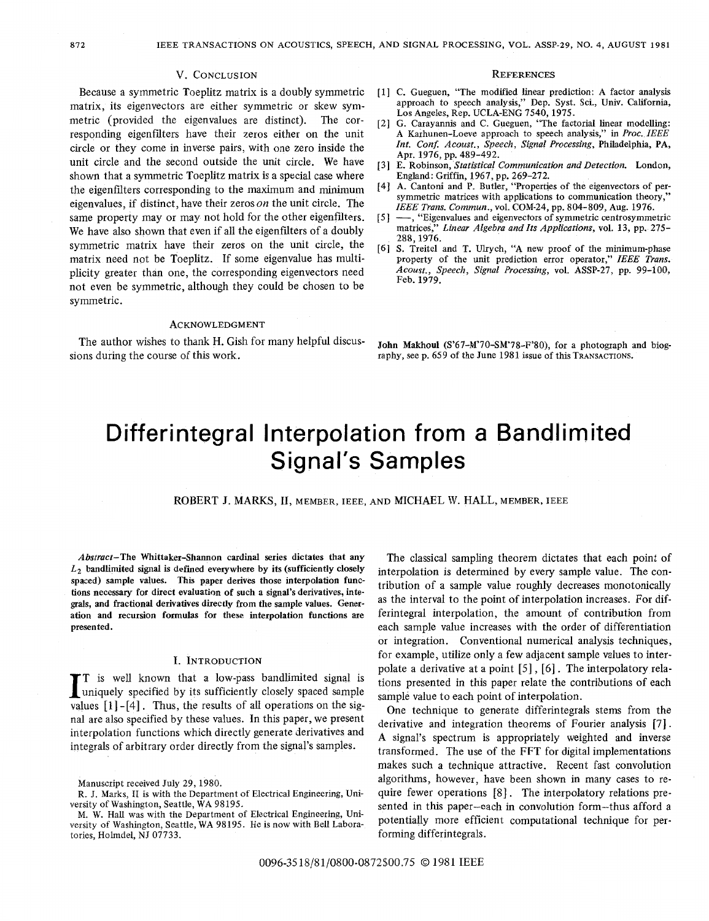## V. Conclusion

Because a symmetric Toeplitz matrix is a doubly symmetric matrix, its eigenvectors are either symmetric or skew symmetric (provided the eigenvalues are distinct). The corresponding eigenfilters have their zeros either on the unit circle or they come in inverse pairs, with one zero inside the unit circle and the second outside the unit circle. We have shown that a symmetric Toeplitz matrix is a special case where the eigenfilters corresponding to the maximum and minimum eigenvalues, if distinct, have their zeros *on* the unit circle. The same property may or may not hold for the other eigenfilters. We have also shown that even if all the eigenfilters of a doubly symmetric matrix have their zeros on the unit circle, the matrix need not be Toeplitz. If some eigenvalue has multiplicity greater than one, the corresponding eigenvectors need not even be symmetric, although they could be chosen to be symmetric.

### Acknowledgment

The author wishes to thank H. Gish for many helpful discussions during the course of this work.

### References

[1] C. Gueguen, "The modified linear prediction: A factor analysis approach to speech analysis," Dep. Syst. Sci., Univ. California, Los Angeles, Rep. UCLA-ENG 7540, 1975.

[2] G. Carayannis and C. Gueguen, "The factorial linear modelling: A Karhunen-Loeve approach to speech analysis," in *Proc. IEEE Int. Conf. Acoust., Speech, Signal Processing*, Philadelphia, PA, Apr. 1976, pp. 489–492.

[3] E. Robinson, *Statistical Communication and Detection.* London, England: Griffin, 1967, pp. 269–272.

[4] A. Cantoni and P. Butler, "Properties of the eigenvectors of persymmetric matrices with applications to communication theory," *IEEE Trans. Commun.*, vol. COM-24, pp. 804–809, Aug. 1976.

[5] —, "Eigenvalues and eigenvectors of symmetric centrosymmetric matrices," *Linear Algebra and Its Applications*, vol. 13, pp. 275–288, 1976.

[6] S. Treitel and T. Ulrych, "A new proof of the minimum-phase property of the unit prediction error operator," *IEEE Trans. Acoust., Speech, Signal Processing*, vol. ASSP-27, pp. 99–100, Feb. 1979.

**John Makhoul** (S'67–M'70–SM'78–F'80), for a photograph and biography, see p. 659 of the June 1981 issue of this Transactions.

# Differintegral Interpolation from a Bandlimited Signal's Samples

ROBERT J. MARKS, II, MEMBER, IEEE, AND MICHAEL W. HALL, MEMBER, IEEE

***Abstract*—The Whittaker-Shannon cardinal series dictates that any $L_2$ bandlimited signal is defined everywhere by its (sufficiently closely spaced) sample values. This paper derives those interpolation functions necessary for direct evaluation of such a signal's derivatives, integrals, and fractional derivatives directly from the sample values. Generation and recursion formulas for these interpolation functions are presented.**

## I. Introduction

It is well known that a low-pass bandlimited signal is uniquely specified by its sufficiently closely spaced sample values [1]-[4]. Thus, the results of all operations on the signal are also specified by these values. In this paper, we present interpolation functions which directly generate derivatives and integrals of arbitrary order directly from the signal's samples.

Manuscript received July 29, 1980.

R. J. Marks, II is with the Department of Electrical Engineering, University of Washington, Seattle, WA 98195.

M. W. Hall was with the Department of Electrical Engineering, University of Washington, Seattle, WA 98195. He is now with Bell Laboratories, Holmdel, NJ 07733.

The classical sampling theorem dictates that each point of interpolation is determined by every sample value. The contribution of a sample value roughly decreases monotonically as the interval to the point of interpolation increases. For differintegral interpolation, the amount of contribution from each sample value increases with the order of differentiation or integration. Conventional numerical analysis techniques, for example, utilize only a few adjacent sample values to interpolate a derivative at a point [5], [6]. The interpolatory relations presented in this paper relate the contributions of each sample value to each point of interpolation.

One technique to generate differintegrals stems from the derivative and integration theorems of Fourier analysis [7]. A signal's spectrum is appropriately weighted and inverse transformed. The use of the FFT for digital implementations makes such a technique attractive. Recent fast convolution algorithms, however, have been shown in many cases to require fewer operations [8]. The interpolatory relations presented in this paper—each in convolution form—thus afford a potentially more efficient computational technique for performing differintegrals.

0096-3518/81/0800-0872$00.75 © 1981 IEEE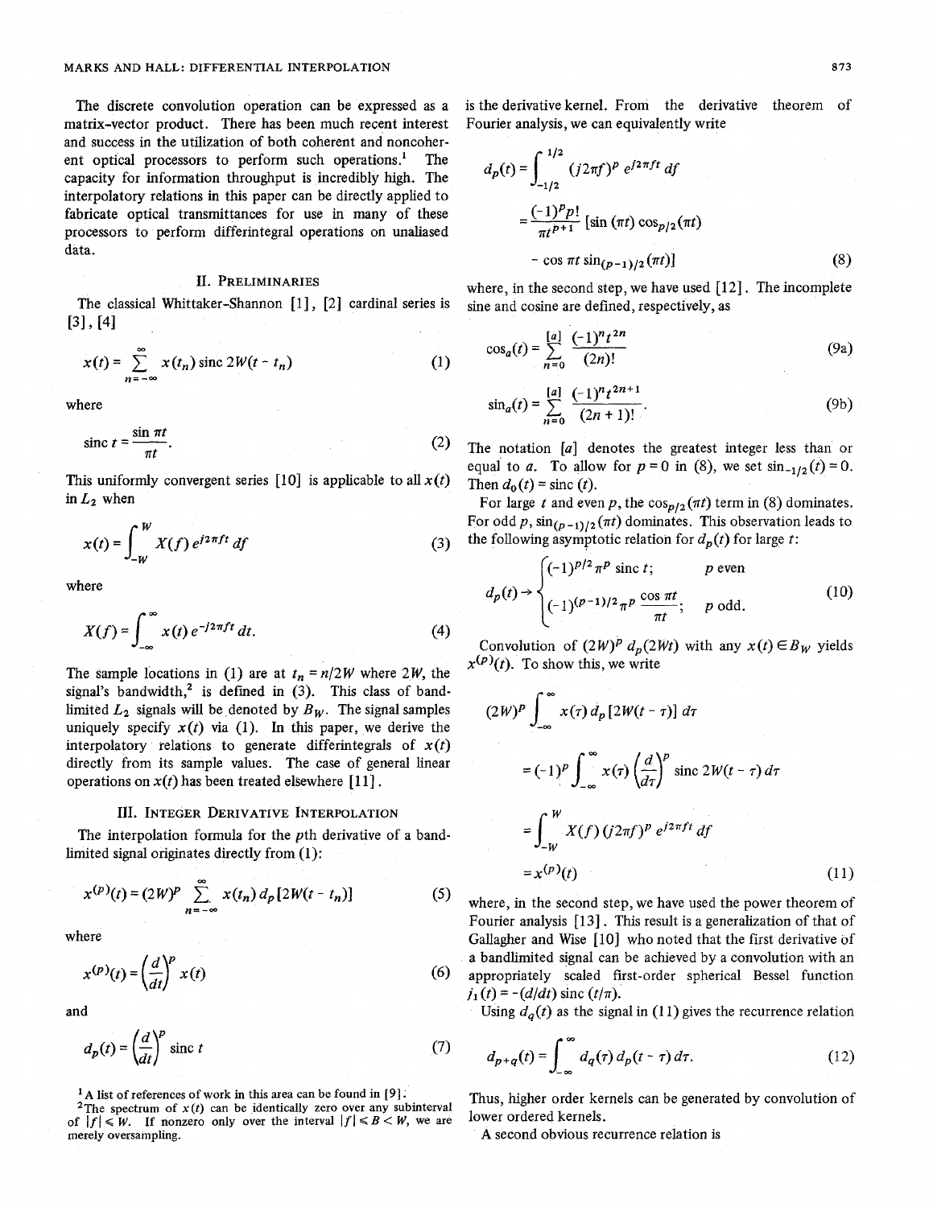The discrete convolution operation can be expressed as a matrix-vector product. There has been much recent interest and success in the utilization of both coherent and noncoherent optical processors to perform such operations.[1] The capacity for information throughput is incredibly high. The interpolatory relations in this paper can be directly applied to fabricate optical transmittances for use in many of these processors to perform differintegral operations on unaliased data.

## II. Preliminaries

The classical Whittaker-Shannon [1], [2] cardinal series is [3], [4]

$$x(t) = \sum_{n=-\infty}^{\infty} x(t_n) \operatorname{sinc} 2W(t - t_n) \tag{1}$$

where

$$\operatorname{sinc} t = \frac{\sin \pi t}{\pi t}. \tag{2}$$

This uniformly convergent series [10] is applicable to all $x(t)$ in $L_2$ when

$$x(t) = \int_{-W}^{W} X(f)\, e^{j2\pi f t}\, df \tag{3}$$

where

$$X(f) = \int_{-\infty}^{\infty} x(t)\, e^{-j2\pi f t}\, dt. \tag{4}$$

The sample locations in (1) are at $t_n = n/2W$ where $2W$, the signal's bandwidth,[2] is defined in (3). This class of bandlimited $L_2$ signals will be denoted by $B_W$. The signal samples uniquely specify $x(t)$ via (1). In this paper, we derive the interpolatory relations to generate differintegrals of $x(t)$ directly from its sample values. The case of general linear operations on $x(t)$ has been treated elsewhere [11].

## III. Integer Derivative Interpolation

The interpolation formula for the $p$th derivative of a bandlimited signal originates directly from (1):

$$x^{(p)}(t) = (2W)^p \sum_{n=-\infty}^{\infty} x(t_n)\, d_p[2W(t - t_n)] \tag{5}$$

where

$$x^{(p)}(t) = \left(\frac{d}{dt}\right)^p x(t) \tag{6}$$

and

$$d_p(t) = \left(\frac{d}{dt}\right)^p \operatorname{sinc} t \tag{7}$$

is the derivative kernel. From the derivative theorem of Fourier analysis, we can equivalently write

$$\begin{aligned} d_p(t) &= \int_{-1/2}^{1/2} (j2\pi f)^p\, e^{j2\pi f t}\, df \\ &= \frac{(-1)^p p!}{\pi t^{p+1}} [\sin(\pi t) \cos_{p/2}(\pi t) \\ &\quad - \cos \pi t \sin_{(p-1)/2}(\pi t)] \end{aligned} \tag{8}$$

where, in the second step, we have used [12]. The incomplete sine and cosine are defined, respectively, as

$$\cos_a(t) = \sum_{n=0}^{[a]} \frac{(-1)^n t^{2n}}{(2n)!} \tag{9a}$$

$$\sin_a(t) = \sum_{n=0}^{[a]} \frac{(-1)^n t^{2n+1}}{(2n+1)!}. \tag{9b}$$

The notation $[a]$ denotes the greatest integer less than or equal to $a$. To allow for $p = 0$ in (8), we set $\sin_{-1/2}(t) = 0$. Then $d_0(t) = \operatorname{sinc}(t)$.

For large $t$ and even $p$, the $\cos_{p/2}(\pi t)$ term in (8) dominates. For odd $p$, $\sin_{(p-1)/2}(\pi t)$ dominates. This observation leads to the following asymptotic relation for $d_p(t)$ for large $t$:

$$d_p(t) \to \begin{cases} (-1)^{p/2} \pi^p \operatorname{sinc} t; & p \text{ even} \\ (-1)^{(p-1)/2} \pi^p \dfrac{\cos \pi t}{\pi t}; & p \text{ odd}. \end{cases} \tag{10}$$

Convolution of $(2W)^p d_p(2Wt)$ with any $x(t) \in B_W$ yields $x^{(p)}(t)$. To show this, we write

$$\begin{aligned} (2W)^p &\int_{-\infty}^{\infty} x(\tau)\, d_p[2W(t - \tau)]\, d\tau \\ &= (-1)^p \int_{-\infty}^{\infty} x(\tau) \left(\frac{d}{d\tau}\right)^p \operatorname{sinc} 2W(t - \tau)\, d\tau \\ &= \int_{-W}^{W} X(f)\, (j2\pi f)^p\, e^{j2\pi f t}\, df \\ &= x^{(p)}(t) \end{aligned} \tag{11}$$

where, in the second step, we have used the power theorem of Fourier analysis [13]. This result is a generalization of that of Gallagher and Wise [10] who noted that the first derivative of a bandlimited signal can be achieved by a convolution with an appropriately scaled first-order spherical Bessel function $j_1(t) = -(d/dt) \operatorname{sinc}(t/\pi)$.

Using $d_q(t)$ as the signal in (11) gives the recurrence relation

$$d_{p+q}(t) = \int_{-\infty}^{\infty} d_q(\tau)\, d_p(t - \tau)\, d\tau. \tag{12}$$

Thus, higher order kernels can be generated by convolution of lower ordered kernels.

A second obvious recurrence relation is

[1] A list of references of work in this area can be found in [9].

[2] The spectrum of $x(t)$ can be identically zero over any subinterval of $|f| \leq W$. If nonzero only over the interval $|f| \leq B < W$, we are merely oversampling.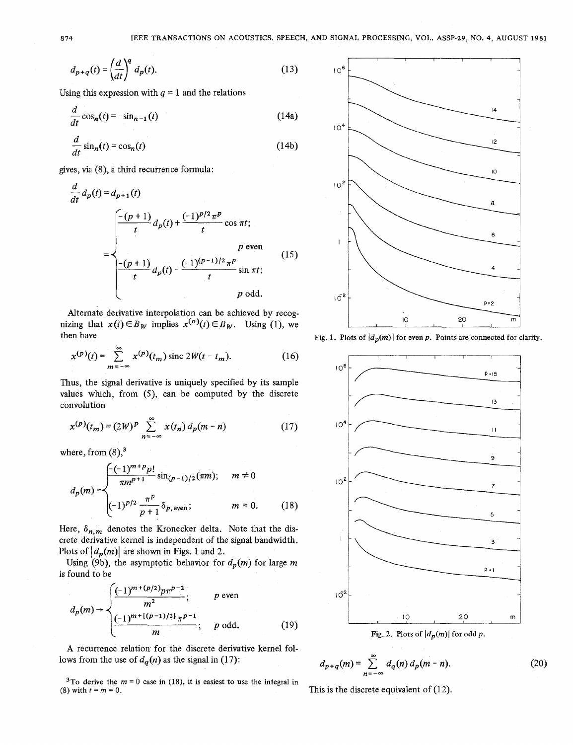$$d_{p+q}(t) = \left(\frac{d}{dt}\right)^q d_p(t). \tag{13}$$

Using this expression with $q = 1$ and the relations

$$\frac{d}{dt}\cos_n(t) = -\sin_{n-1}(t) \tag{14a}$$

$$\frac{d}{dt}\sin_n(t) = \cos_n(t) \tag{14b}$$

gives, via (8), a third recurrence formula:

$$\frac{d}{dt} d_p(t) = d_{p+1}(t)$$

$$= \begin{cases} \dfrac{-(p+1)}{t} d_p(t) + \dfrac{(-1)^{p/2}\pi^p}{t}\cos \pi t; & p \text{ even} \\[2ex] \dfrac{-(p+1)}{t} d_p(t) - \dfrac{(-1)^{(p-1)/2}\pi^p}{t}\sin \pi t; & p \text{ odd.} \end{cases} \tag{15}$$

Alternate derivative interpolation can be achieved by recognizing that $x(t) \in B_W$ implies $x^{(p)}(t) \in B_W$. Using (1), we then have

$$x^{(p)}(t) = \sum_{m=-\infty}^{\infty} x^{(p)}(t_m)\,\text{sinc}\, 2W(t - t_m). \tag{16}$$

Thus, the signal derivative is uniquely specified by its sample values which, from (5), can be computed by the discrete convolution

$$x^{(p)}(t_m) = (2W)^p \sum_{n=-\infty}^{\infty} x(t_n)\, d_p(m-n) \tag{17}$$

where, from (8),[3]

$$d_p(m) = \begin{cases} \dfrac{-(-1)^{m+p}p!}{\pi m^{p+1}} \sin_{(p-1)/2}(\pi m); & m \neq 0 \\[2ex] (-1)^{p/2}\dfrac{\pi^p}{p+1}\delta_{p,\text{even}}; & m = 0. \end{cases} \tag{18}$$

Here, $\delta_{n,m}$ denotes the Kronecker delta. Note that the discrete derivative kernel is independent of the signal bandwidth. Plots of $|d_p(m)|$ are shown in Figs. 1 and 2.

Using (9b), the asymptotic behavior for $d_p(m)$ for large $m$ is found to be

$$d_p(m) \to \begin{cases} \dfrac{(-1)^{m+(p/2)}p\pi^{p-2}}{m^2}; & p \text{ even} \\[2ex] \dfrac{(-1)^{m+[(p-1)/2]}\pi^{p-1}}{m}; & p \text{ odd.} \end{cases} \tag{19}$$

A recurrence relation for the discrete derivative kernel follows from the use of $d_q(n)$ as the signal in (17):

$$d_{p+q}(m) = \sum_{n=-\infty}^{\infty} d_q(n)\, d_p(m-n). \tag{20}$$

This is the discrete equivalent of (12).

[3] To derive the $m = 0$ case in (18), it is easiest to use the integral in (8) with $t = m = 0$.

Fig. 1. Plots of $|d_p(m)|$ for even $p$. Points are connected for clarity.

Fig. 2. Plots of $|d_p(m)|$ for odd $p$.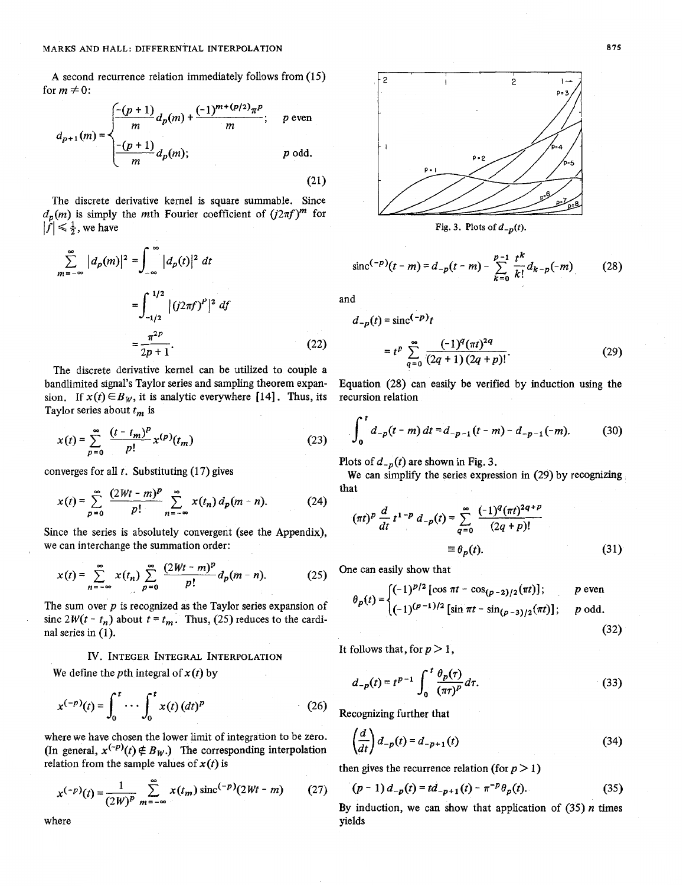A second recurrence relation immediately follows from (15) for $m \neq 0$:

$$d_{p+1}(m) = \begin{cases} \dfrac{-(p+1)}{m} d_p(m) + \dfrac{(-1)^{m+(p/2)}\pi^p}{m}; & p \text{ even} \\ \dfrac{-(p+1)}{m} d_p(m); & p \text{ odd.} \end{cases} \tag{21}$$

The discrete derivative kernel is square summable. Since $d_p(m)$ is simply the $m$th Fourier coefficient of $(j2\pi f)^m$ for $|f| \leq \frac{1}{2}$, we have

$$\sum_{m=-\infty}^{\infty} |d_p(m)|^2 = \int_{-\infty}^{\infty} |d_p(t)|^2 \, dt$$

$$= \int_{-1/2}^{1/2} |(j2\pi f)^p|^2 \, df$$

$$= \frac{\pi^{2p}}{2p+1}. \tag{22}$$

The discrete derivative kernel can be utilized to couple a bandlimited signal's Taylor series and sampling theorem expansion. If $x(t) \in B_W$, it is analytic everywhere [14]. Thus, its Taylor series about $t_m$ is

$$x(t) = \sum_{p=0}^{\infty} \frac{(t - t_m)^p}{p!} x^{(p)}(t_m) \tag{23}$$

converges for all $t$. Substituting (17) gives

$$x(t) = \sum_{p=0}^{\infty} \frac{(2Wt - m)^p}{p!} \sum_{n=-\infty}^{\infty} x(t_n) \, d_p(m - n). \tag{24}$$

Since the series is absolutely convergent (see the Appendix), we can interchange the summation order:

$$x(t) = \sum_{n=-\infty}^{\infty} x(t_n) \sum_{p=0}^{\infty} \frac{(2Wt - m)^p}{p!} d_p(m - n). \tag{25}$$

The sum over $p$ is recognized as the Taylor series expansion of sinc $2W(t - t_n)$ about $t = t_m$. Thus, (25) reduces to the cardinal series in (1).

## IV. Integer Integral Interpolation

We define the $p$th integral of $x(t)$ by

$$x^{(-p)}(t) = \int_0^t \cdots \int_0^t x(t) \, (dt)^p \tag{26}$$

where we have chosen the lower limit of integration to be zero. (In general, $x^{(-p)}(t) \notin B_W$.) The corresponding interpolation relation from the sample values of $x(t)$ is

$$x^{(-p)}(t) = \frac{1}{(2W)^p} \sum_{m=-\infty}^{\infty} x(t_m) \, \text{sinc}^{(-p)}(2Wt - m) \tag{27}$$

where

Fig. 3. Plots of $d_{-p}(t)$.

$$\text{sinc}^{(-p)}(t - m) = d_{-p}(t - m) - \sum_{k=0}^{p-1} \frac{t^k}{k!} d_{k-p}(-m) \tag{28}$$

and

$$d_{-p}(t) = \text{sinc}^{(-p)} t$$

$$= t^p \sum_{q=0}^{\infty} \frac{(-1)^q (\pi t)^{2q}}{(2q+1)(2q+p)!}. \tag{29}$$

Equation (28) can easily be verified by induction using the recursion relation

$$\int_0^t d_{-p}(t - m) \, dt = d_{-p-1}(t - m) - d_{-p-1}(-m). \tag{30}$$

Plots of $d_{-p}(t)$ are shown in Fig. 3.

We can simplify the series expression in (29) by recognizing that

$$(\pi t)^p \frac{d}{dt} t^{1-p} \, d_{-p}(t) = \sum_{q=0}^{\infty} \frac{(-1)^q (\pi t)^{2q+p}}{(2q+p)!}$$

$$\equiv \theta_p(t). \tag{31}$$

One can easily show that

$$\theta_p(t) = \begin{cases} (-1)^{p/2} [\cos \pi t - \cos_{(p-2)/2}(\pi t)]; & p \text{ even} \\ (-1)^{(p-1)/2} [\sin \pi t - \sin_{(p-3)/2}(\pi t)]; & p \text{ odd.} \end{cases} \tag{32}$$

It follows that, for $p > 1$,

$$d_{-p}(t) = t^{p-1} \int_0^t \frac{\theta_p(\tau)}{(\pi \tau)^p} d\tau. \tag{33}$$

Recognizing further that

$$\left(\frac{d}{dt}\right) d_{-p}(t) = d_{-p+1}(t) \tag{34}$$

then gives the recurrence relation (for $p > 1$)

$$(p - 1) \, d_{-p}(t) = t d_{-p+1}(t) - \pi^{-p} \theta_p(t). \tag{35}$$

By induction, we can show that application of (35) $n$ times yields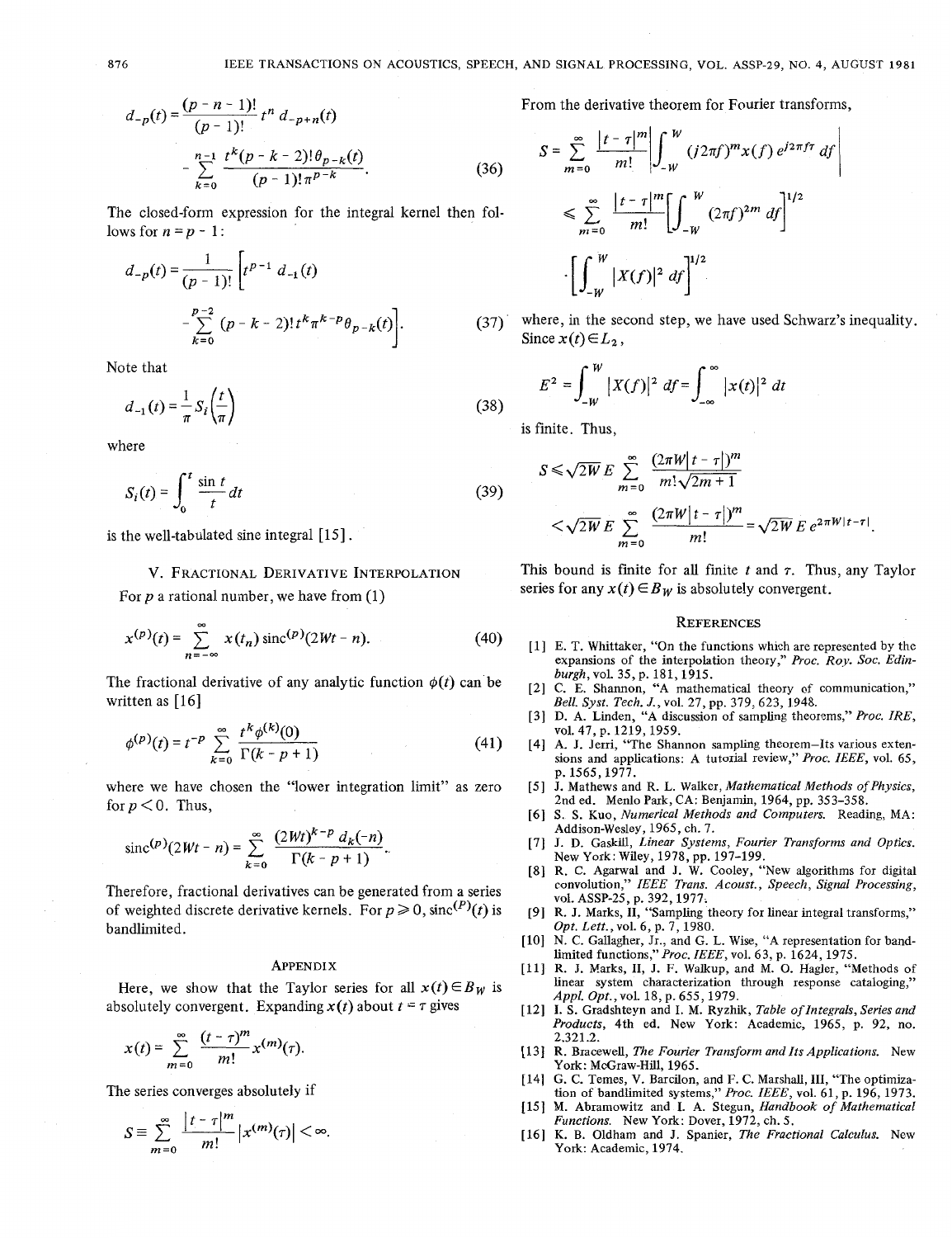$$d_{-p}(t) = \frac{(p-n-1)!}{(p-1)!} t^n d_{-p+n}(t)$$

$$- \sum_{k=0}^{n-1} \frac{t^k (p-k-2)! \theta_{p-k}(t)}{(p-1)! \pi^{p-k}}. \tag{36}$$

The closed-form expression for the integral kernel then follows for $n = p - 1$:

$$d_{-p}(t) = \frac{1}{(p-1)!} \left[ t^{p-1} d_{-1}(t) - \sum_{k=0}^{p-2} (p-k-2)! t^k \pi^{k-p} \theta_{p-k}(t) \right]. \tag{37}$$

Note that

$$d_{-1}(t) = \frac{1}{\pi} S_i\left(\frac{t}{\pi}\right) \tag{38}$$

where

$$S_i(t) = \int_0^t \frac{\sin t}{t} dt \tag{39}$$

is the well-tabulated sine integral [15].

## V. Fractional Derivative Interpolation

For $p$ a rational number, we have from (1)

$$x^{(p)}(t) = \sum_{n=-\infty}^{\infty} x(t_n) \, \mathrm{sinc}^{(p)}(2Wt - n). \tag{40}$$

The fractional derivative of any analytic function $\phi(t)$ can be written as [16]

$$\phi^{(p)}(t) = t^{-p} \sum_{k=0}^{\infty} \frac{t^k \phi^{(k)}(0)}{\Gamma(k-p+1)} \tag{41}$$

where we have chosen the "lower integration limit" as zero for $p < 0$. Thus,

$$\mathrm{sinc}^{(p)}(2Wt - n) = \sum_{k=0}^{\infty} \frac{(2Wt)^{k-p} d_k(-n)}{\Gamma(k-p+1)}.$$

Therefore, fractional derivatives can be generated from a series of weighted discrete derivative kernels. For $p \geq 0$, $\mathrm{sinc}^{(P)}(t)$ is bandlimited.

## Appendix

Here, we show that the Taylor series for all $x(t) \in B_W$ is absolutely convergent. Expanding $x(t)$ about $t = \tau$ gives

$$x(t) = \sum_{m=0}^{\infty} \frac{(t-\tau)^m}{m!} x^{(m)}(\tau).$$

The series converges absolutely if

$$S \equiv \sum_{m=0}^{\infty} \frac{|t-\tau|^m}{m!} |x^{(m)}(\tau)| < \infty.$$

From the derivative theorem for Fourier transforms,

$$S = \sum_{m=0}^{\infty} \frac{|t-\tau|^m}{m!} \left| \int_{-W}^{W} (j2\pi f)^m x(f) e^{j2\pi f \tau} df \right|$$

$$\leq \sum_{m=0}^{\infty} \frac{|t-\tau|^m}{m!} \left[ \int_{-W}^{W} (2\pi f)^{2m} df \right]^{1/2} \cdot \left[ \int_{-W}^{W} |X(f)|^2 df \right]^{1/2}$$

where, in the second step, we have used Schwarz's inequality. Since $x(t) \in L_2$,

$$E^2 = \int_{-W}^{W} |X(f)|^2 df = \int_{-\infty}^{\infty} |x(t)|^2 dt$$

is finite. Thus,

$$S \leq \sqrt{2W} E \sum_{m=0}^{\infty} \frac{(2\pi W|t-\tau|)^m}{m! \sqrt{2m+1}}$$

$$< \sqrt{2W} E \sum_{m=0}^{\infty} \frac{(2\pi W|t-\tau|)^m}{m!} = \sqrt{2W} E \, e^{2\pi W|t-\tau|}.$$

This bound is finite for all finite $t$ and $\tau$. Thus, any Taylor series for any $x(t) \in B_W$ is absolutely convergent.

## References

[1] E. T. Whittaker, "On the functions which are represented by the expansions of the interpolation theory," *Proc. Roy. Soc. Edinburgh*, vol. 35, p. 181, 1915.

[2] C. E. Shannon, "A mathematical theory of communication," *Bell Syst. Tech. J.*, vol. 27, pp. 379, 623, 1948.

[3] D. A. Linden, "A discussion of sampling theorems," *Proc. IRE*, vol. 47, p. 1219, 1959.

[4] A. J. Jerri, "The Shannon sampling theorem—Its various extensions and applications: A tutorial review," *Proc. IEEE*, vol. 65, p. 1565, 1977.

[5] J. Mathews and R. L. Walker, *Mathematical Methods of Physics*, 2nd ed. Menlo Park, CA: Benjamin, 1964, pp. 353-358.

[6] S. S. Kuo, *Numerical Methods and Computers*. Reading, MA: Addison-Wesley, 1965, ch. 7.

[7] J. D. Gaskill, *Linear Systems, Fourier Transforms and Optics*. New York: Wiley, 1978, pp. 197-199.

[8] R. C. Agarwal and J. W. Cooley, "New algorithms for digital convolution," *IEEE Trans. Acoust., Speech, Signal Processing*, vol. ASSP-25, p. 392, 1977.

[9] R. J. Marks, II, "Sampling theory for linear integral transforms," *Opt. Lett.*, vol. 6, p. 7, 1980.

[10] N. C. Gallagher, Jr., and G. L. Wise, "A representation for bandlimited functions," *Proc. IEEE*, vol. 63, p. 1624, 1975.

[11] R. J. Marks, II, J. F. Walkup, and M. O. Hagler, "Methods of linear system characterization through response cataloging," *Appl. Opt.*, vol. 18, p. 655, 1979.

[12] I. S. Gradshteyn and I. M. Ryzhik, *Table of Integrals, Series and Products*, 4th ed. New York: Academic, 1965, p. 92, no. 2.321.2.

[13] R. Bracewell, *The Fourier Transform and Its Applications*. New York: McGraw-Hill, 1965.

[14] G. C. Temes, V. Barcilon, and F. C. Marshall, III, "The optimization of bandlimited systems," *Proc. IEEE*, vol. 61, p. 196, 1973.

[15] M. Abramowitz and I. A. Stegun, *Handbook of Mathematical Functions*. New York: Dover, 1972, ch. 5.

[16] K. B. Oldham and J. Spanier, *The Fractional Calculus*. New York: Academic, 1974.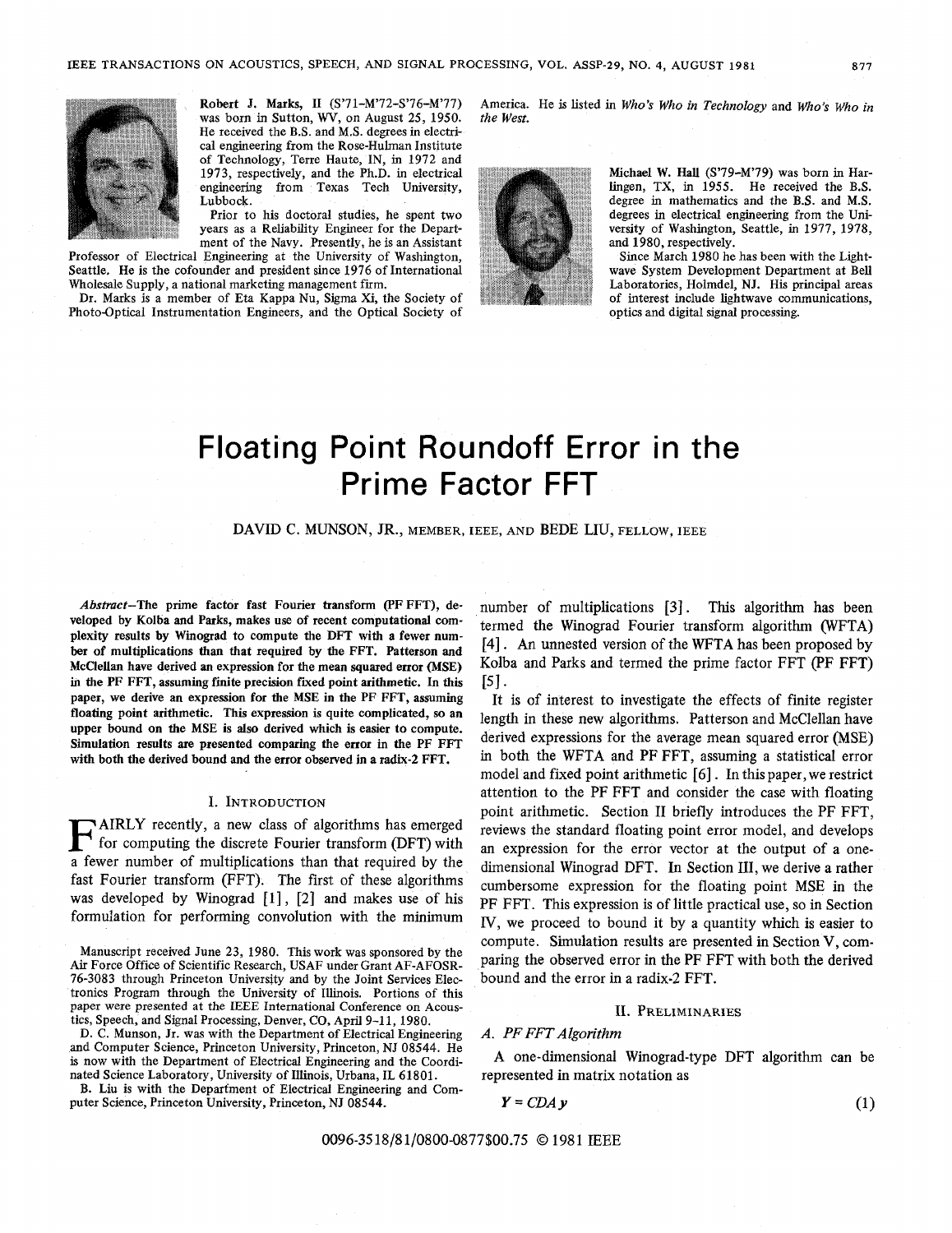Robert J. Marks, II (S'71–M'72–S'76–M'77) was born in Sutton, WV, on August 25, 1950. He received the B.S. and M.S. degrees in electrical engineering from the Rose-Hulman Institute of Technology, Terre Haute, IN, in 1972 and 1973, respectively, and the Ph.D. in electrical engineering from Texas Tech University, Lubbock.

Prior to his doctoral studies, he spent two years as a Reliability Engineer for the Department of the Navy. Presently, he is an Assistant Professor of Electrical Engineering at the University of Washington, Seattle. He is the cofounder and president since 1976 of International Wholesale Supply, a national marketing management firm.

Dr. Marks is a member of Eta Kappa Nu, Sigma Xi, the Society of Photo-Optical Instrumentation Engineers, and the Optical Society of America. He is listed in *Who's Who in Technology* and *Who's Who in the West*.

Michael W. Hall (S'79–M'79) was born in Harlingen, TX, in 1955. He received the B.S. degree in mathematics and the B.S. and M.S. degrees in electrical engineering from the University of Washington, Seattle, in 1977, 1978, and 1980, respectively.

Since March 1980 he has been with the Lightwave System Development Department at Bell Laboratories, Holmdel, NJ. His principal areas of interest include lightwave communications, optics and digital signal processing.

# Floating Point Roundoff Error in the Prime Factor FFT

DAVID C. MUNSON, JR., MEMBER, IEEE, AND BEDE LIU, FELLOW, IEEE

***Abstract*—The prime factor fast Fourier transform (PF FFT), developed by Kolba and Parks, makes use of recent computational complexity results by Winograd to compute the DFT with a fewer number of multiplications than that required by the FFT. Patterson and McClellan have derived an expression for the mean squared error (MSE) in the PF FFT, assuming finite precision fixed point arithmetic. In this paper, we derive an expression for the MSE in the PF FFT, assuming floating point arithmetic. This expression is quite complicated, so an upper bound on the MSE is also derived which is easier to compute. Simulation results are presented comparing the error in the PF FFT with both the derived bound and the error observed in a radix-2 FFT.**

## I. Introduction

Fairly recently, a new class of algorithms has emerged for computing the discrete Fourier transform (DFT) with a fewer number of multiplications than that required by the fast Fourier transform (FFT). The first of these algorithms was developed by Winograd [1], [2] and makes use of his formulation for performing convolution with the minimum number of multiplications [3]. This algorithm has been termed the Winograd Fourier transform algorithm (WFTA) [4]. An unnested version of the WFTA has been proposed by Kolba and Parks and termed the prime factor FFT (PF FFT) [5].

It is of interest to investigate the effects of finite register length in these new algorithms. Patterson and McClellan have derived expressions for the average mean squared error (MSE) in both the WFTA and PF FFT, assuming a statistical error model and fixed point arithmetic [6]. In this paper, we restrict attention to the PF FFT and consider the case with floating point arithmetic. Section II briefly introduces the PF FFT, reviews the standard floating point error model, and develops an expression for the error vector at the output of a one-dimensional Winograd DFT. In Section III, we derive a rather cumbersome expression for the floating point MSE in the PF FFT. This expression is of little practical use, so in Section IV, we proceed to bound it by a quantity which is easier to compute. Simulation results are presented in Section V, comparing the observed error in the PF FFT with both the derived bound and the error in a radix-2 FFT.

Manuscript received June 23, 1980. This work was sponsored by the Air Force Office of Scientific Research, USAF under Grant AF-AFOSR-76-3083 through Princeton University and by the Joint Services Electronics Program through the University of Illinois. Portions of this paper were presented at the IEEE International Conference on Acoustics, Speech, and Signal Processing, Denver, CO, April 9–11, 1980.

D. C. Munson, Jr. was with the Department of Electrical Engineering and Computer Science, Princeton University, Princeton, NJ 08544. He is now with the Department of Electrical Engineering and the Coordinated Science Laboratory, University of Illinois, Urbana, IL 61801.

B. Liu is with the Department of Electrical Engineering and Computer Science, Princeton University, Princeton, NJ 08544.

## II. Preliminaries

### A. PF FFT Algorithm

A one-dimensional Winograd-type DFT algorithm can be represented in matrix notation as

$$Y = CDA\,y \tag{1}$$

0096-3518/81/0800-0877$00.75 © 1981 IEEE